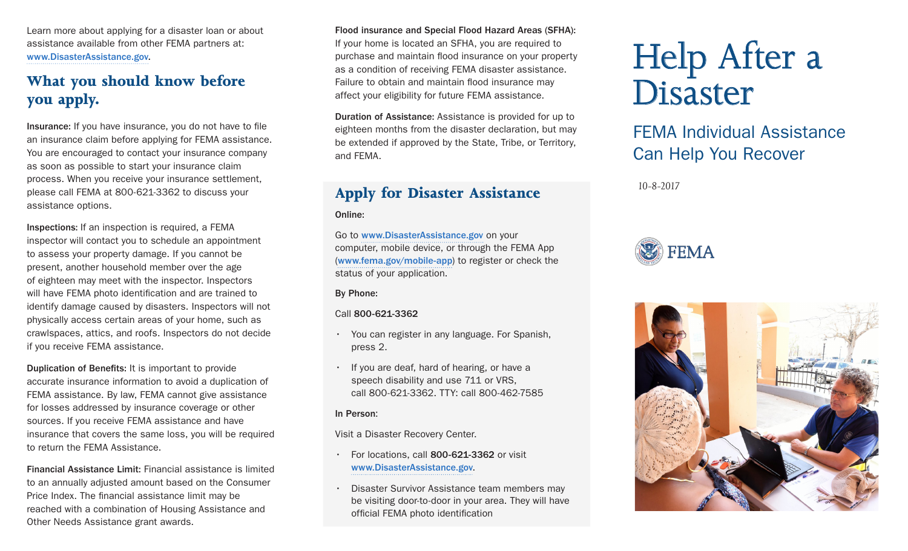Learn more about applying for a disaster loan or about assistance available from other FEMA partners at: www.DisasterAssistance.gov.

## What you should know before you apply.

**Insurance:** If you have insurance, you do not have to file an insurance claim before applying for FEMA assistance. You are encouraged to contact your insurance company as soon as possible to start your insurance claim process. When you receive your insurance settlement, please call FEMA at 800-621-3362 to discuss your assistance options.

**Inspections:** If an inspection is required, a FEMA inspector will contact you to schedule an appointment to assess your property damage. If you cannot be present, another household member over the age of eighteen may meet with the inspector. Inspectors will have FEMA photo identification and are trained to identify damage caused by disasters. Inspectors will not physically access certain areas of your home, such as crawlspaces, attics, and roofs. Inspectors do not decide if you receive FEMA assistance.

**Duplication of Benefits:** It is important to provide accurate insurance information to avoid a duplication of FEMA assistance. By law, FEMA cannot give assistance for losses addressed by insurance coverage or other sources. If you receive FEMA assistance and have insurance that covers the same loss, you will be required to return the FEMA Assistance.

**Financial Assistance Limit:** Financial assistance is limited to an annually adjusted amount based on the Consumer Price Index. The financial assistance limit may be reached with a combination of Housing Assistance and Other Needs Assistance grant awards.

**Flood insurance and Special Flood Hazard Areas (SFHA):** If your home is located an SFHA, you are required to purchase and maintain flood insurance on your property as a condition of receiving FEMA disaster assistance. Failure to obtain and maintain flood insurance may affect your eligibility for future FEMA assistance.

**Duration of Assistance:** Assistance is provided for up to eighteen months from the disaster declaration, but may be extended if approved by the State, Tribe, or Territory, and FEMA.

## Apply for Disaster Assistance

**Online:**

Go to www.DisasterAssistance.gov on your computer, mobile device, or through the FEMA App (www.fema.gov/mobile-app) to register or check the status of your application.

**By Phone:**

Call **800-621-3362**

- You can register in any language. For Spanish, press 2.
- If you are deaf, hard of hearing, or have a speech disability and use 711 or VRS, call 800-621-3362. TTY: call 800-462-7585

**In Person:**

Visit a Disaster Recovery Center.

- For locations, call **800-621-3362** or visit www.DisasterAssistance.gov.
- Disaster Survivor Assistance team members may be visiting door-to-door in your area. They will have official FEMA photo identification

# Help After a Disaster

## FEMA Individual Assistance Can Help You Recover

10-8-2017

FEMA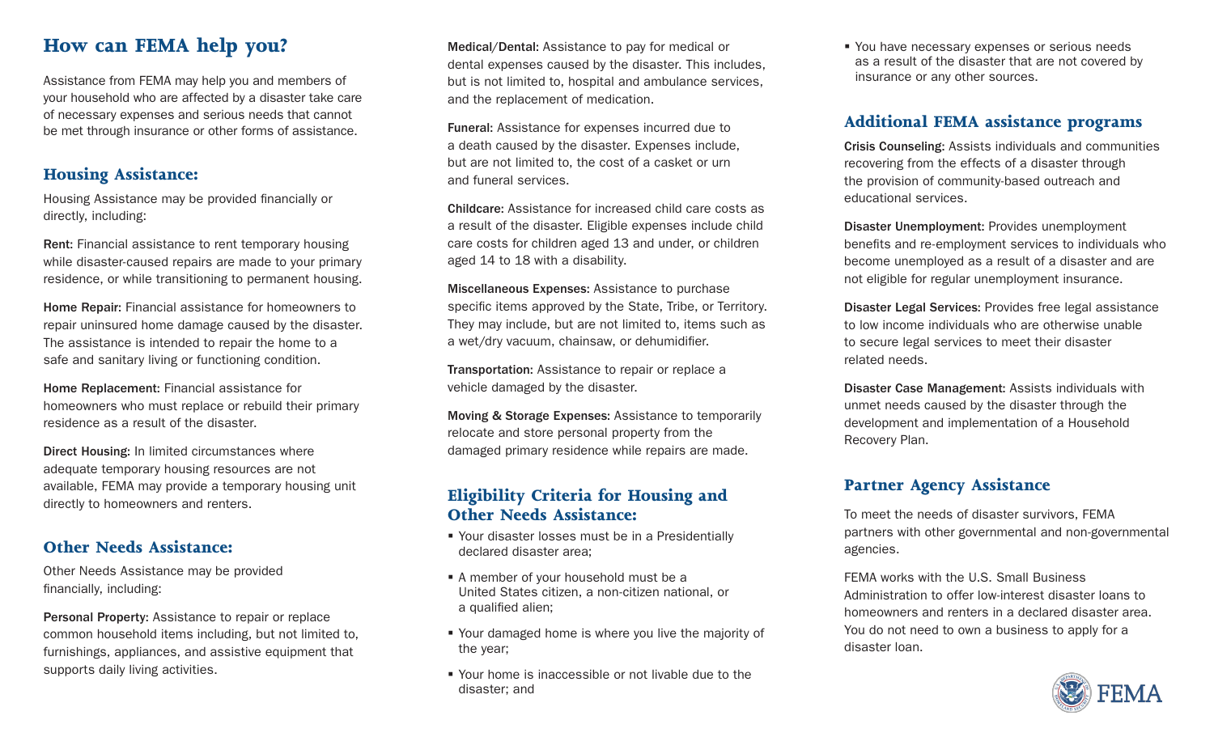## How can FEMA help you?

Assistance from FEMA may help you and members of your household who are affected by a disaster take care of necessary expenses and serious needs that cannot be met through insurance or other forms of assistance.

### Housing Assistance:

Housing Assistance may be provided financially or directly, including:

**Rent:** Financial assistance to rent temporary housing while disaster-caused repairs are made to your primary residence, or while transitioning to permanent housing.

**Home Repair:** Financial assistance for homeowners to repair uninsured home damage caused by the disaster. The assistance is intended to repair the home to a safe and sanitary living or functioning condition.

**Home Replacement:** Financial assistance for homeowners who must replace or rebuild their primary residence as a result of the disaster.

**Direct Housing:** In limited circumstances where adequate temporary housing resources are not available, FEMA may provide a temporary housing unit directly to homeowners and renters.

### Other Needs Assistance:

Other Needs Assistance may be provided financially, including:

**Personal Property:** Assistance to repair or replace common household items including, but not limited to, furnishings, appliances, and assistive equipment that supports daily living activities.

**Medical/Dental:** Assistance to pay for medical or dental expenses caused by the disaster. This includes, but is not limited to, hospital and ambulance services, and the replacement of medication.

**Funeral:** Assistance for expenses incurred due to a death caused by the disaster. Expenses include, but are not limited to, the cost of a casket or urn and funeral services.

**Childcare:** Assistance for increased child care costs as a result of the disaster. Eligible expenses include child care costs for children aged 13 and under, or children aged 14 to 18 with a disability.

**Miscellaneous Expenses:** Assistance to purchase specific items approved by the State, Tribe, or Territory. They may include, but are not limited to, items such as a wet/dry vacuum, chainsaw, or dehumidifier.

**Transportation:** Assistance to repair or replace a vehicle damaged by the disaster.

**Moving & Storage Expenses:** Assistance to temporarily relocate and store personal property from the damaged primary residence while repairs are made.

### Eligibility Criteria for Housing and Other Needs Assistance:

- Your disaster losses must be in a Presidentially declared disaster area;
- A member of your household must be a United States citizen, a non-citizen national, or a qualified alien;
- Your damaged home is where you live the majority of the year;
- Your home is inaccessible or not livable due to the disaster; and
- You have necessary expenses or serious needs as a result of the disaster that are not covered by insurance or any other sources.

### Additional FEMA assistance programs

**Crisis Counseling:** Assists individuals and communities recovering from the effects of a disaster through the provision of community-based outreach and educational services.

**Disaster Unemployment:** Provides unemployment benefits and re-employment services to individuals who become unemployed as a result of a disaster and are not eligible for regular unemployment insurance.

**Disaster Legal Services:** Provides free legal assistance to low income individuals who are otherwise unable to secure legal services to meet their disaster related needs.

**Disaster Case Management:** Assists individuals with unmet needs caused by the disaster through the development and implementation of a Household Recovery Plan.

### Partner Agency Assistance

To meet the needs of disaster survivors, FEMA partners with other governmental and non-governmental agencies.

FEMA works with the U.S. Small Business Administration to offer low-interest disaster loans to homeowners and renters in a declared disaster area. You do not need to own a business to apply for a disaster loan.

FEMA